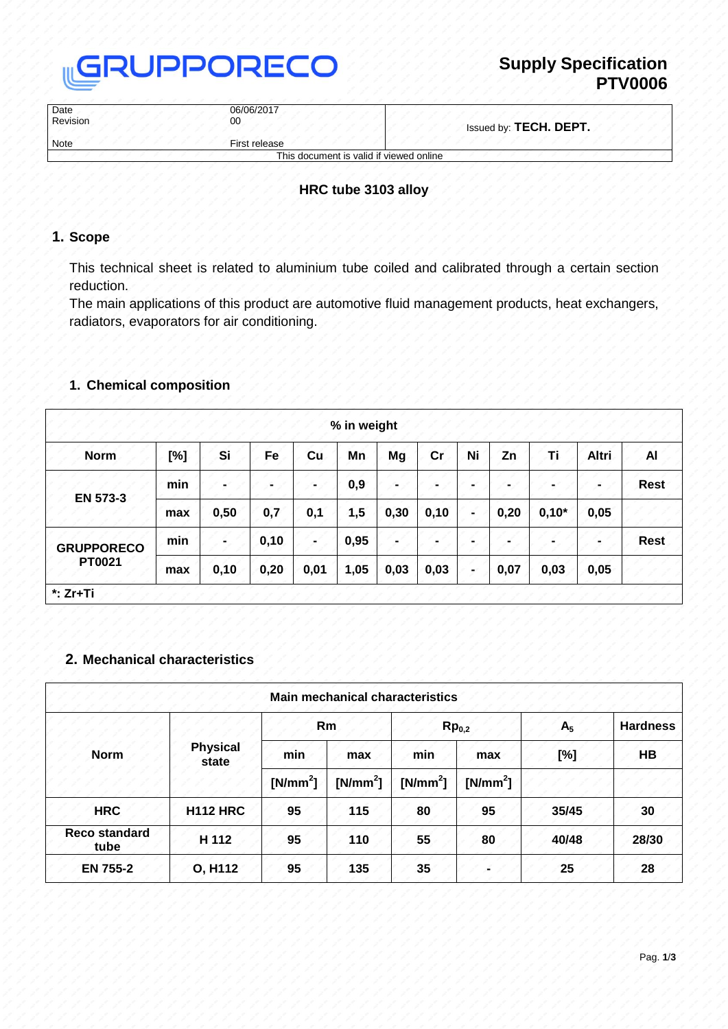GRUPPORECO

**Supply Specification**
**PTV0006**

| Date | 06/06/2017 | Issued by: **TECH. DEPT.** |
|---|---|---|
| Revision | 00 | |
| Note | First release | |
| This document is valid if viewed online | | |

### HRC tube 3103 alloy

## 1. Scope

This technical sheet is related to aluminium tube coiled and calibrated through a certain section reduction.
The main applications of this product are automotive fluid management products, heat exchangers, radiators, evaporators for air conditioning.

## 1. Chemical composition

| % in weight | | | | | | | | | | | | |
|---|---|---|---|---|---|---|---|---|---|---|---|---|
| **Norm** | **[%]** | **Si** | **Fe** | **Cu** | **Mn** | **Mg** | **Cr** | **Ni** | **Zn** | **Ti** | **Altri** | **Al** |
| **EN 573-3** | **min** | **-** | **-** | **-** | **0,9** | **-** | **-** | **-** | **-** | **-** | **-** | **Rest** |
| | **max** | **0,50** | **0,7** | **0,1** | **1,5** | **0,30** | **0,10** | **-** | **0,20** | **0,10*** | **0,05** | |
| **GRUPPORECO PT0021** | **min** | **-** | **0,10** | **-** | **0,95** | **-** | **-** | **-** | **-** | **-** | **-** | **Rest** |
| | **max** | **0,10** | **0,20** | **0,01** | **1,05** | **0,03** | **0,03** | **-** | **0,07** | **0,03** | **0,05** | |
| ***: Zr+Ti** | | | | | | | | | | | | |

## 2. Mechanical characteristics

| Main mechanical characteristics | | | | | | | |
|---|---|---|---|---|---|---|---|
| **Norm** | **Physical state** | **Rm** | | **$Rp_{0,2}$** | | **$A_5$** | **Hardness** |
| | | **min** | **max** | **min** | **max** | **[%]** | **HB** |
| | | **[$N/mm^2$]** | **[$N/mm^2$]** | **[$N/mm^2$]** | **[$N/mm^2$]** | | |
| **HRC** | **H112 HRC** | **95** | **115** | **80** | **95** | **35/45** | **30** |
| **Reco standard tube** | **H 112** | **95** | **110** | **55** | **80** | **40/48** | **28/30** |
| **EN 755-2** | **O, H112** | **95** | **135** | **35** | **-** | **25** | **28** |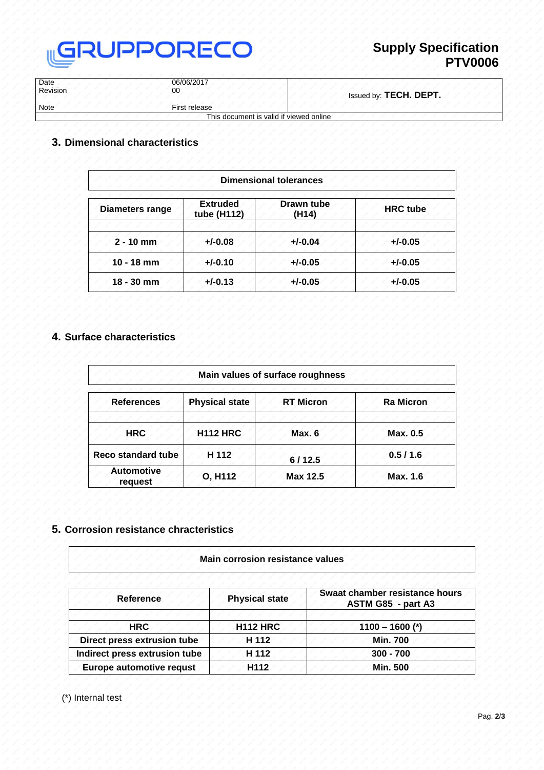# GRUPPORECO

**Supply Specification PTV0006**

| Date | 06/06/2017 | Issued by: **TECH. DEPT.** |
|---|---|---|
| Revision | 00 | |
| Note | First release | |

This document is valid if viewed online

## 3. Dimensional characteristics

| Dimensional tolerances | | | |
|---|---|---|---|
| **Diameters range** | **Extruded tube (H112)** | **Drawn tube (H14)** | **HRC tube** |
| **2 - 10 mm** | **+/-0.08** | **+/-0.04** | **+/-0.05** |
| **10 - 18 mm** | **+/-0.10** | **+/-0.05** | **+/-0.05** |
| **18 - 30 mm** | **+/-0.13** | **+/-0.05** | **+/-0.05** |

## 4. Surface characteristics

| Main values of surface roughness | | | |
|---|---|---|---|
| **References** | **Physical state** | **RT Micron** | **Ra Micron** |
| **HRC** | **H112 HRC** | **Max. 6** | **Max. 0.5** |
| **Reco standard tube** | **H 112** | **6 / 12.5** | **0.5 / 1.6** |
| **Automotive request** | **O, H112** | **Max 12.5** | **Max. 1.6** |

## 5. Corrosion resistance chracteristics

| Main corrosion resistance values | | |
|---|---|---|
| **Reference** | **Physical state** | **Swaat chamber resistance hours ASTM G85 - part A3** |
| **HRC** | **H112 HRC** | **1100 – 1600 (*)** |
| **Direct press extrusion tube** | **H 112** | **Min. 700** |
| **Indirect press extrusion tube** | **H 112** | **300 - 700** |
| **Europe automotive requst** | **H112** | **Min. 500** |

(*) Internal test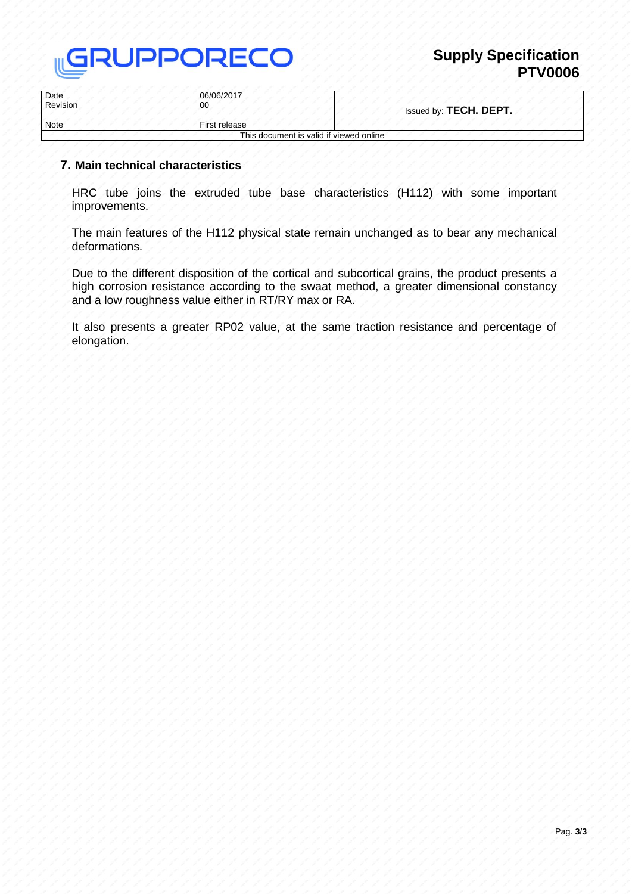## 7. Main technical characteristics

HRC tube joins the extruded tube base characteristics (H112) with some important improvements.

The main features of the H112 physical state remain unchanged as to bear any mechanical deformations.

Due to the different disposition of the cortical and subcortical grains, the product presents a high corrosion resistance according to the swaat method, a greater dimensional constancy and a low roughness value either in RT/RY max or RA.

It also presents a greater RP02 value, at the same traction resistance and percentage of elongation.